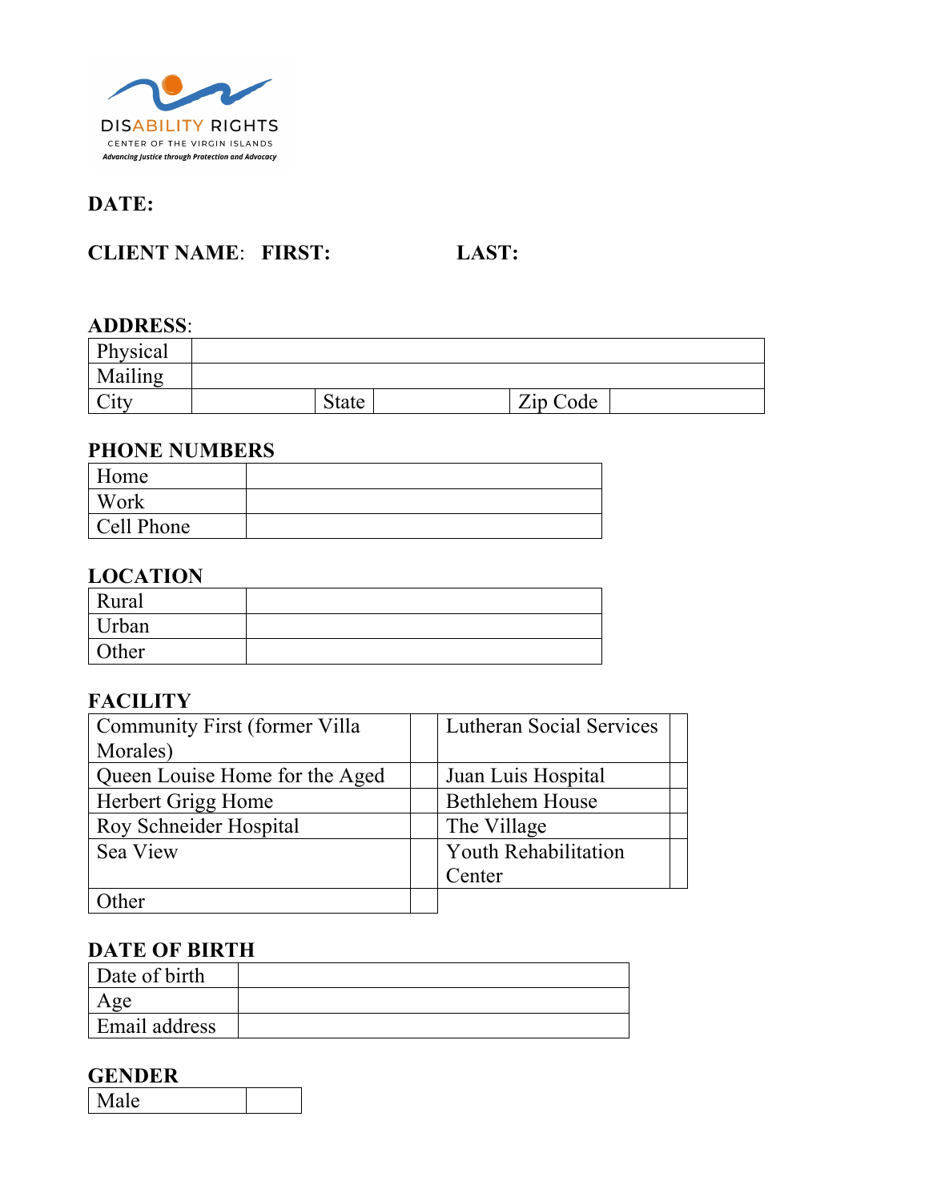DISABILITY RIGHTS
CENTER OF THE VIRGIN ISLANDS
*Advancing Justice through Protection and Advocacy*

**DATE:**

**CLIENT NAME**: **FIRST:** **LAST:**

**ADDRESS**:

| Physical | | | | | |
|---|---|---|---|---|---|
| Mailing | | | | | |
| City | | State | | Zip Code | |

**PHONE NUMBERS**

| Home | |
|---|---|
| Work | |
| Cell Phone | |

**LOCATION**

| Rural | |
|---|---|
| Urban | |
| Other | |

**FACILITY**

| Community First (former Villa Morales) | | Lutheran Social Services | |
|---|---|---|---|
| Queen Louise Home for the Aged | | Juan Luis Hospital | |
| Herbert Grigg Home | | Bethlehem House | |
| Roy Schneider Hospital | | The Village | |
| Sea View | | Youth Rehabilitation Center | |
| Other | | | |

**DATE OF BIRTH**

| Date of birth | |
|---|---|
| Age | |
| Email address | |

**GENDER**

| Male | |
|---|---|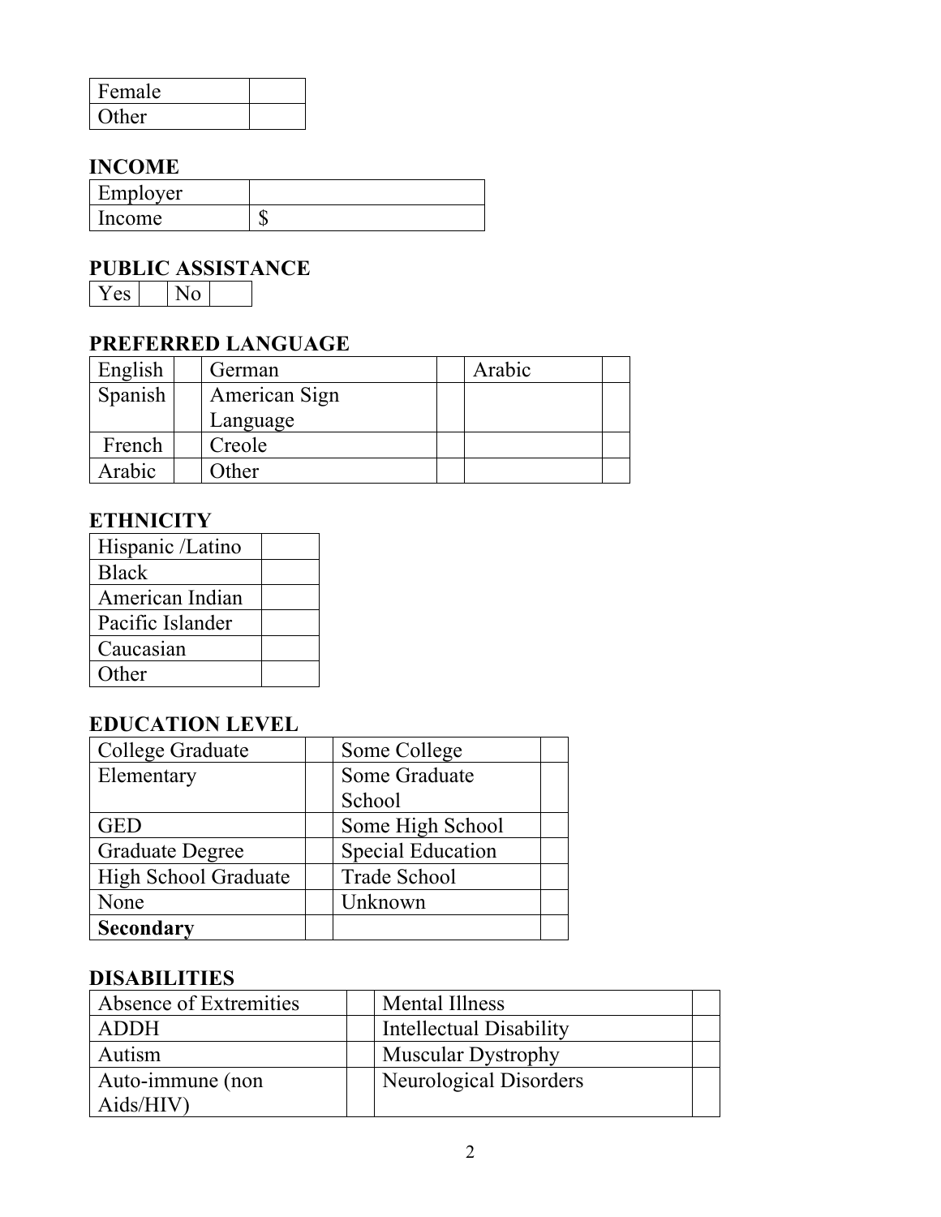| Female | |
|---|---|
| Other | |

**INCOME**

| Employer | |
|---|---|
| Income | $ |

**PUBLIC ASSISTANCE**

| Yes | | No | |
|---|---|---|---|

**PREFERRED LANGUAGE**

| English | | German | | Arabic | |
|---|---|---|---|---|---|
| Spanish | | American Sign Language | | | |
| French | | Creole | | | |
| Arabic | | Other | | | |

**ETHNICITY**

| Hispanic /Latino | |
|---|---|
| Black | |
| American Indian | |
| Pacific Islander | |
| Caucasian | |
| Other | |

**EDUCATION LEVEL**

| College Graduate | | Some College | |
|---|---|---|---|
| Elementary | | Some Graduate School | |
| GED | | Some High School | |
| Graduate Degree | | Special Education | |
| High School Graduate | | Trade School | |
| None | | Unknown | |
| **Secondary** | | | |

**DISABILITIES**

| Absence of Extremities | | Mental Illness | |
|---|---|---|---|
| ADDH | | Intellectual Disability | |
| Autism | | Muscular Dystrophy | |
| Auto-immune (non Aids/HIV) | | Neurological Disorders | |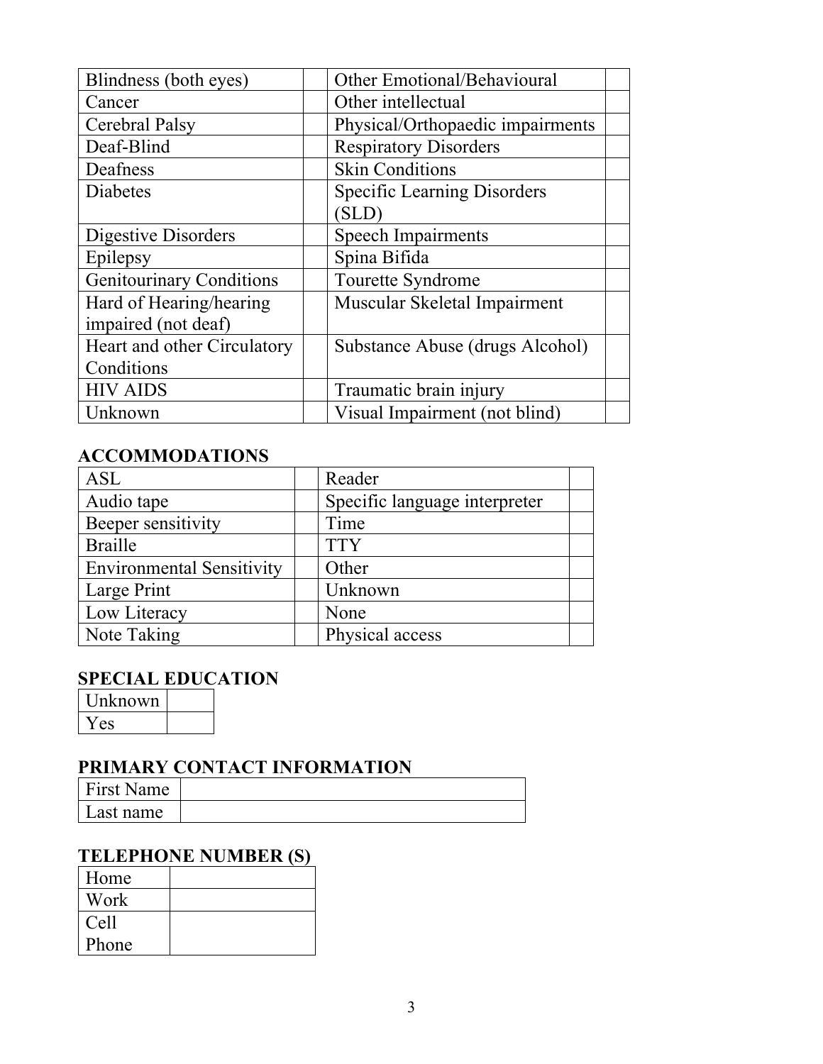| | | | |
|---|---|---|---|
| Blindness (both eyes) | | Other Emotional/Behavioural | |
| Cancer | | Other intellectual | |
| Cerebral Palsy | | Physical/Orthopaedic impairments | |
| Deaf-Blind | | Respiratory Disorders | |
| Deafness | | Skin Conditions | |
| Diabetes | | Specific Learning Disorders (SLD) | |
| Digestive Disorders | | Speech Impairments | |
| Epilepsy | | Spina Bifida | |
| Genitourinary Conditions | | Tourette Syndrome | |
| Hard of Hearing/hearing impaired (not deaf) | | Muscular Skeletal Impairment | |
| Heart and other Circulatory Conditions | | Substance Abuse (drugs Alcohol) | |
| HIV AIDS | | Traumatic brain injury | |
| Unknown | | Visual Impairment (not blind) | |

## ACCOMMODATIONS

| | | | |
|---|---|---|---|
| ASL | | Reader | |
| Audio tape | | Specific language interpreter | |
| Beeper sensitivity | | Time | |
| Braille | | TTY | |
| Environmental Sensitivity | | Other | |
| Large Print | | Unknown | |
| Low Literacy | | None | |
| Note Taking | | Physical access | |

## SPECIAL EDUCATION

| | |
|---|---|
| Unknown | |
| Yes | |

## PRIMARY CONTACT INFORMATION

| | |
|---|---|
| First Name | |
| Last name | |

## TELEPHONE NUMBER (S)

| | |
|---|---|
| Home | |
| Work | |
| Cell Phone | |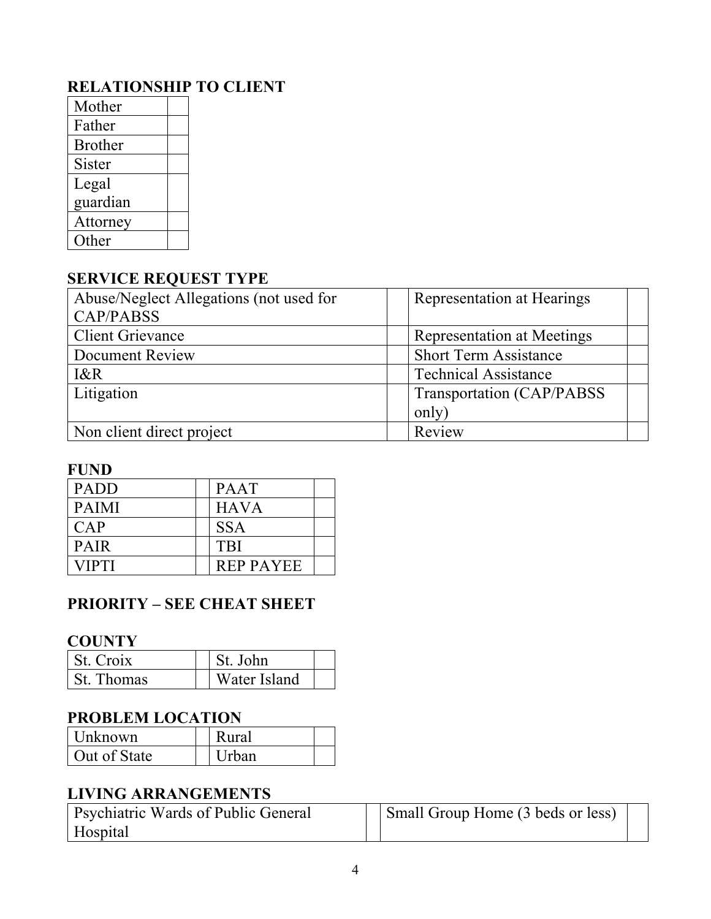## RELATIONSHIP TO CLIENT

| Mother | |
|---|---|
| Father | |
| Brother | |
| Sister | |
| Legal guardian | |
| Attorney | |
| Other | |

## SERVICE REQUEST TYPE

| Abuse/Neglect Allegations (not used for CAP/PABSS | | Representation at Hearings | |
|---|---|---|---|
| Client Grievance | | Representation at Meetings | |
| Document Review | | Short Term Assistance | |
| I&R | | Technical Assistance | |
| Litigation | | Transportation (CAP/PABSS only) | |
| Non client direct project | | Review | |

## FUND

| PADD | | PAAT | |
|---|---|---|---|
| PAIMI | | HAVA | |
| CAP | | SSA | |
| PAIR | | TBI | |
| VIPTI | | REP PAYEE | |

## PRIORITY – SEE CHEAT SHEET

## COUNTY

| St. Croix | | St. John | |
|---|---|---|---|
| St. Thomas | | Water Island | |

## PROBLEM LOCATION

| Unknown | | Rural | |
|---|---|---|---|
| Out of State | | Urban | |

## LIVING ARRANGEMENTS

| Psychiatric Wards of Public General Hospital | | Small Group Home (3 beds or less) | |
|---|---|---|---|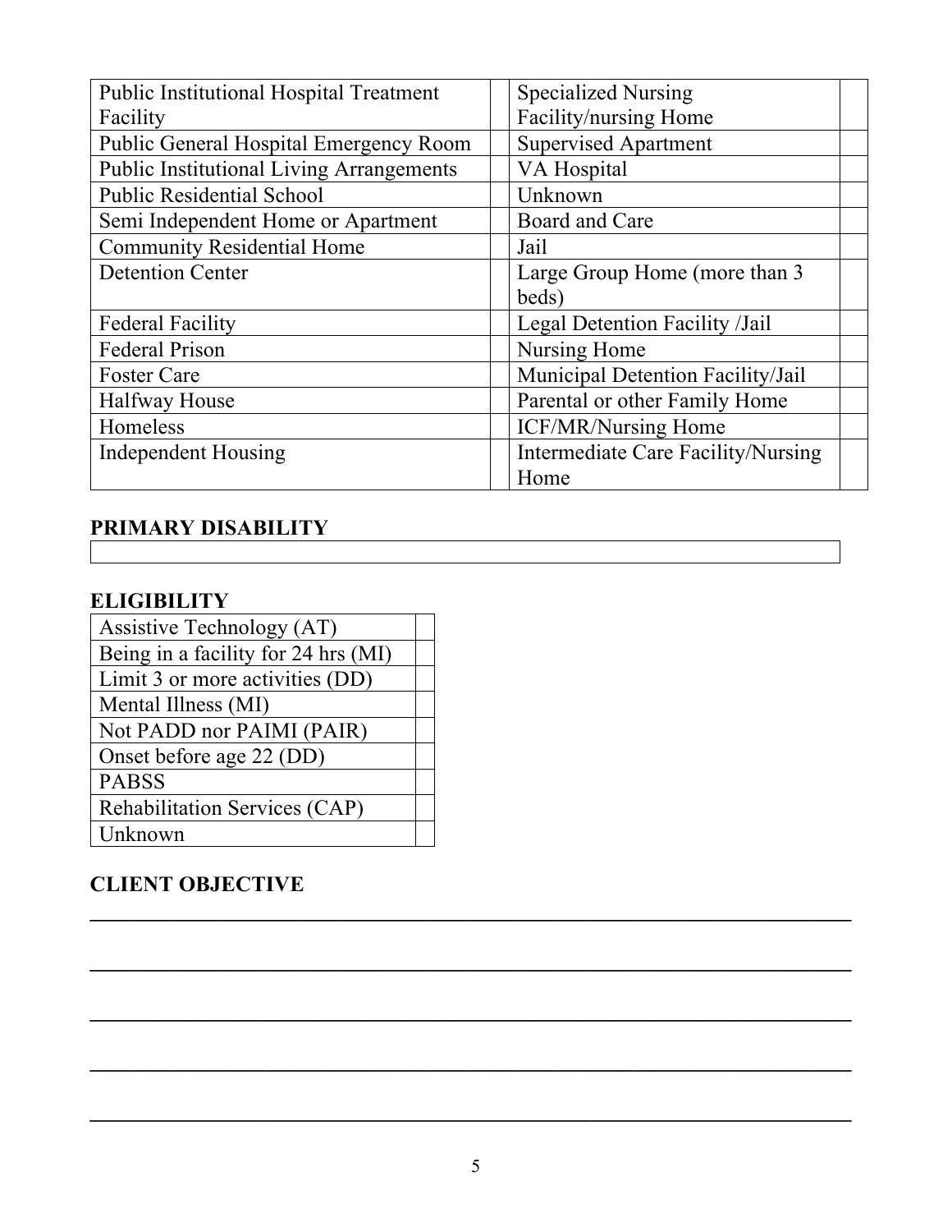| | | | |
|---|---|---|---|
| Public Institutional Hospital Treatment Facility | | Specialized Nursing Facility/nursing Home | |
| Public General Hospital Emergency Room | | Supervised Apartment | |
| Public Institutional Living Arrangements | | VA Hospital | |
| Public Residential School | | Unknown | |
| Semi Independent Home or Apartment | | Board and Care | |
| Community Residential Home | | Jail | |
| Detention Center | | Large Group Home (more than 3 beds) | |
| Federal Facility | | Legal Detention Facility /Jail | |
| Federal Prison | | Nursing Home | |
| Foster Care | | Municipal Detention Facility/Jail | |
| Halfway House | | Parental or other Family Home | |
| Homeless | | ICF/MR/Nursing Home | |
| Independent Housing | | Intermediate Care Facility/Nursing Home | |

**PRIMARY DISABILITY**

| |
|---|
| |

**ELIGIBILITY**

| | |
|---|---|
| Assistive Technology (AT) | |
| Being in a facility for 24 hrs (MI) | |
| Limit 3 or more activities (DD) | |
| Mental Illness (MI) | |
| Not PADD nor PAIMI (PAIR) | |
| Onset before age 22 (DD) | |
| PABSS | |
| Rehabilitation Services (CAP) | |
| Unknown | |

**CLIENT OBJECTIVE**

\_\_\_\_\_\_\_\_\_\_\_\_\_\_\_\_\_\_\_\_\_\_\_\_\_\_\_\_\_\_\_\_\_\_\_\_\_\_\_\_\_\_\_\_\_\_\_\_\_\_\_\_\_\_\_\_\_\_\_\_\_\_\_\_\_\_

\_\_\_\_\_\_\_\_\_\_\_\_\_\_\_\_\_\_\_\_\_\_\_\_\_\_\_\_\_\_\_\_\_\_\_\_\_\_\_\_\_\_\_\_\_\_\_\_\_\_\_\_\_\_\_\_\_\_\_\_\_\_\_\_\_\_

\_\_\_\_\_\_\_\_\_\_\_\_\_\_\_\_\_\_\_\_\_\_\_\_\_\_\_\_\_\_\_\_\_\_\_\_\_\_\_\_\_\_\_\_\_\_\_\_\_\_\_\_\_\_\_\_\_\_\_\_\_\_\_\_\_\_

\_\_\_\_\_\_\_\_\_\_\_\_\_\_\_\_\_\_\_\_\_\_\_\_\_\_\_\_\_\_\_\_\_\_\_\_\_\_\_\_\_\_\_\_\_\_\_\_\_\_\_\_\_\_\_\_\_\_\_\_\_\_\_\_\_\_

\_\_\_\_\_\_\_\_\_\_\_\_\_\_\_\_\_\_\_\_\_\_\_\_\_\_\_\_\_\_\_\_\_\_\_\_\_\_\_\_\_\_\_\_\_\_\_\_\_\_\_\_\_\_\_\_\_\_\_\_\_\_\_\_\_\_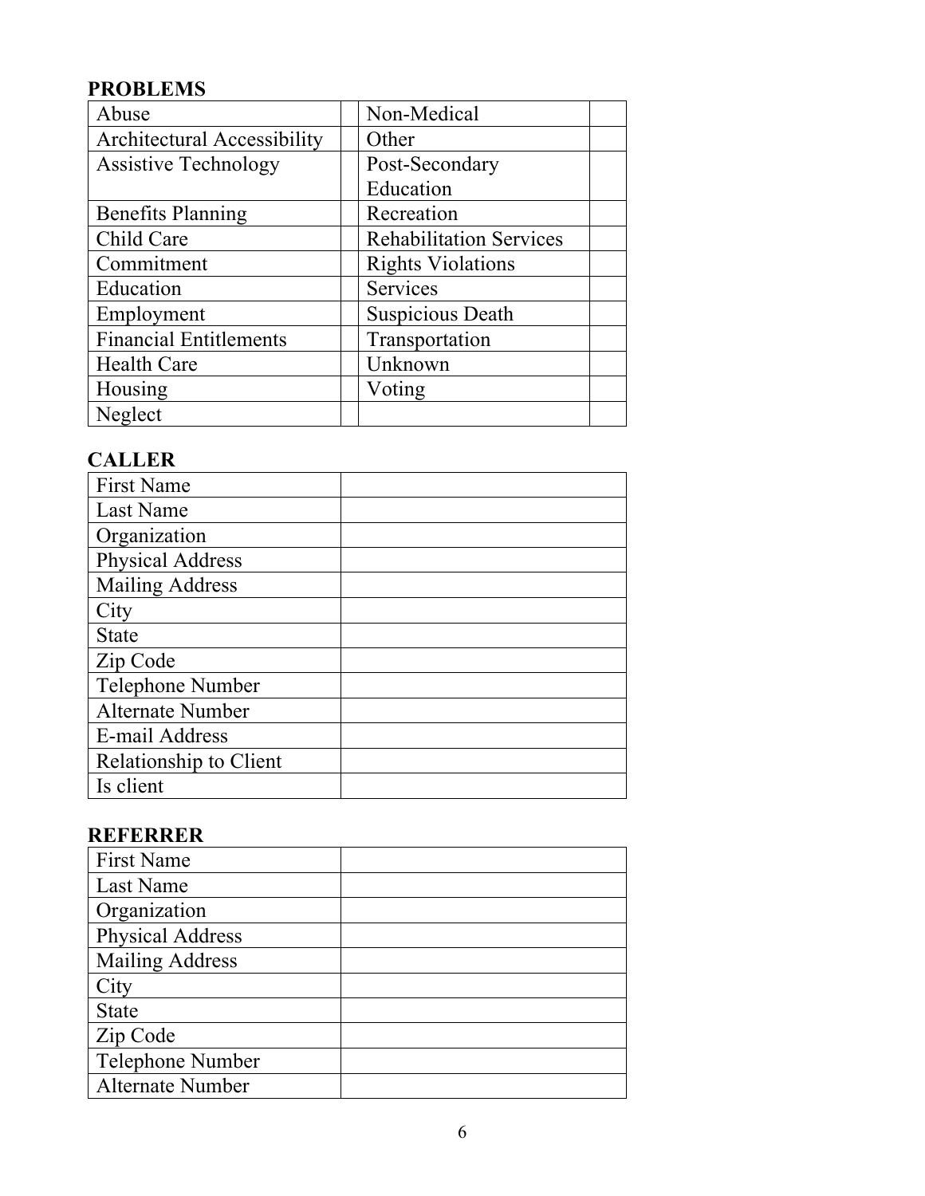**PROBLEMS**

| | | | |
|---|---|---|---|
| Abuse | | Non-Medical | |
| Architectural Accessibility | | Other | |
| Assistive Technology | | Post-Secondary Education | |
| Benefits Planning | | Recreation | |
| Child Care | | Rehabilitation Services | |
| Commitment | | Rights Violations | |
| Education | | Services | |
| Employment | | Suspicious Death | |
| Financial Entitlements | | Transportation | |
| Health Care | | Unknown | |
| Housing | | Voting | |
| Neglect | | | |

**CALLER**

| | |
|---|---|
| First Name | |
| Last Name | |
| Organization | |
| Physical Address | |
| Mailing Address | |
| City | |
| State | |
| Zip Code | |
| Telephone Number | |
| Alternate Number | |
| E-mail Address | |
| Relationship to Client | |
| Is client | |

**REFERRER**

| | |
|---|---|
| First Name | |
| Last Name | |
| Organization | |
| Physical Address | |
| Mailing Address | |
| City | |
| State | |
| Zip Code | |
| Telephone Number | |
| Alternate Number | |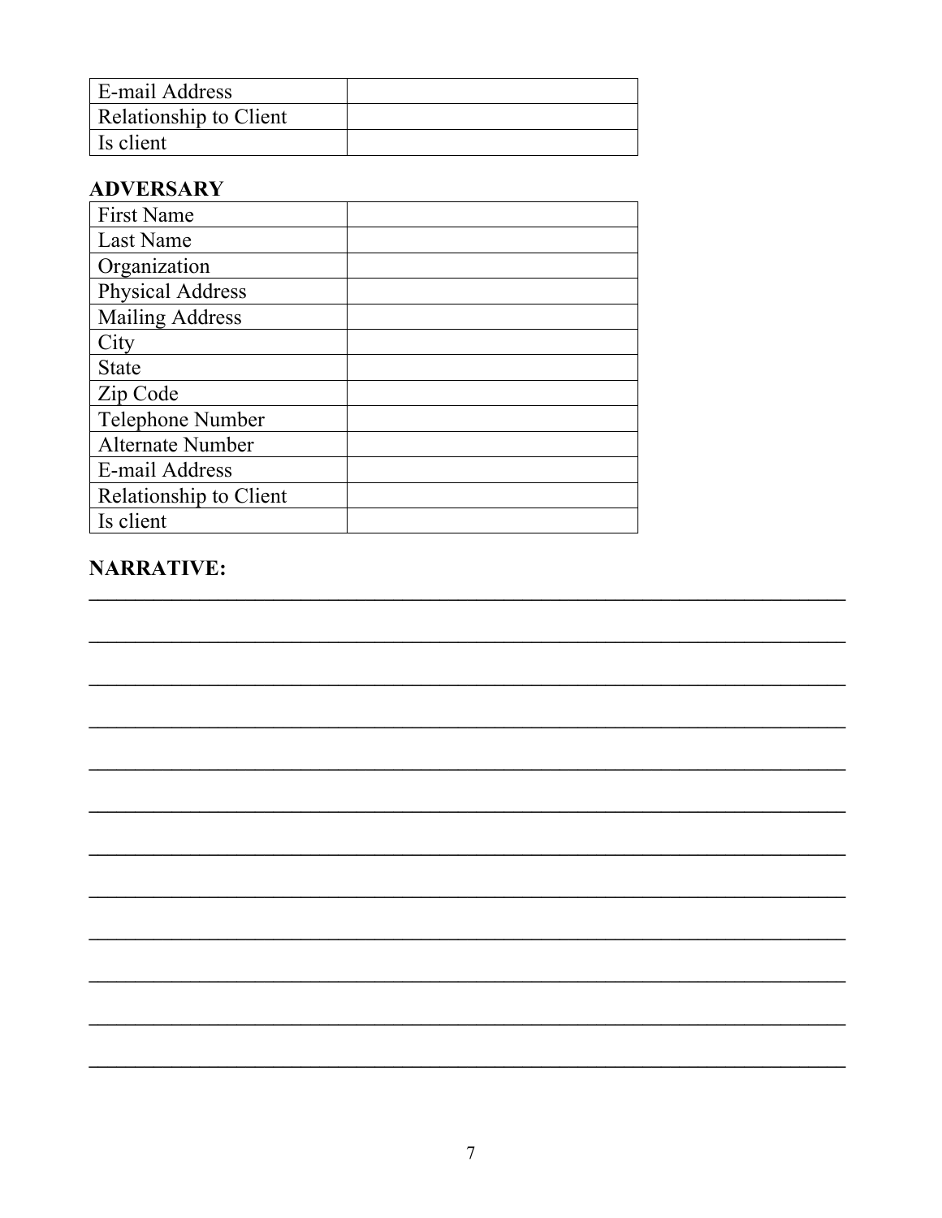| | |
|---|---|
| E-mail Address | |
| Relationship to Client | |
| Is client | |

**ADVERSARY**

| | |
|---|---|
| First Name | |
| Last Name | |
| Organization | |
| Physical Address | |
| Mailing Address | |
| City | |
| State | |
| Zip Code | |
| Telephone Number | |
| Alternate Number | |
| E-mail Address | |
| Relationship to Client | |
| Is client | |

**NARRATIVE:**

______________________________________________________________________________

______________________________________________________________________________

______________________________________________________________________________

______________________________________________________________________________

______________________________________________________________________________

______________________________________________________________________________

______________________________________________________________________________

______________________________________________________________________________

______________________________________________________________________________

______________________________________________________________________________

______________________________________________________________________________

______________________________________________________________________________